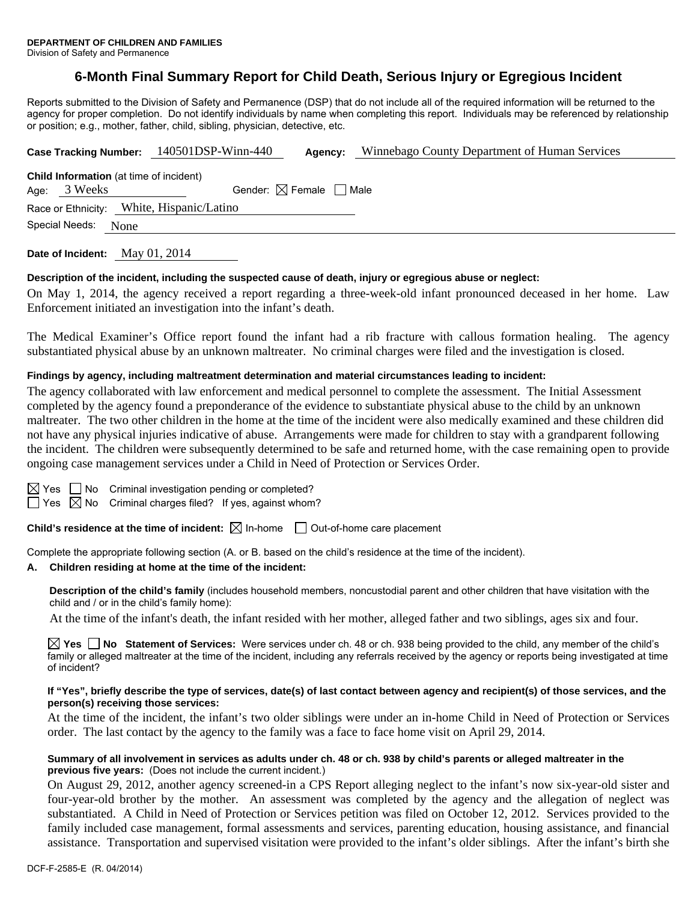**DEPARTMENT OF CHILDREN AND FAMILIES**
Division of Safety and Permanence

# 6-Month Final Summary Report for Child Death, Serious Injury or Egregious Incident

Reports submitted to the Division of Safety and Permanence (DSP) that do not include all of the required information will be returned to the agency for proper completion. Do not identify individuals by name when completing this report. Individuals may be referenced by relationship or position; e.g., mother, father, child, sibling, physician, detective, etc.

**Case Tracking Number:** 140501DSP-Winn-440 **Agency:** Winnebago County Department of Human Services

**Child Information** (at time of incident)
Age: 3 Weeks Gender: ☒ Female ☐ Male
Race or Ethnicity: White, Hispanic/Latino
Special Needs: None

**Date of Incident:** May 01, 2014

**Description of the incident, including the suspected cause of death, injury or egregious abuse or neglect:**

On May 1, 2014, the agency received a report regarding a three-week-old infant pronounced deceased in her home. Law Enforcement initiated an investigation into the infant's death.

The Medical Examiner's Office report found the infant had a rib fracture with callous formation healing. The agency substantiated physical abuse by an unknown maltreater. No criminal charges were filed and the investigation is closed.

**Findings by agency, including maltreatment determination and material circumstances leading to incident:**

The agency collaborated with law enforcement and medical personnel to complete the assessment. The Initial Assessment completed by the agency found a preponderance of the evidence to substantiate physical abuse to the child by an unknown maltreater. The two other children in the home at the time of the incident were also medically examined and these children did not have any physical injuries indicative of abuse. Arrangements were made for children to stay with a grandparent following the incident. The children were subsequently determined to be safe and returned home, with the case remaining open to provide ongoing case management services under a Child in Need of Protection or Services Order.

☒ Yes ☐ No Criminal investigation pending or completed?
☐ Yes ☒ No Criminal charges filed? If yes, against whom?

**Child's residence at the time of incident:** ☒ In-home ☐ Out-of-home care placement

Complete the appropriate following section (A. or B. based on the child's residence at the time of the incident).

**A. Children residing at home at the time of the incident:**

**Description of the child's family** (includes household members, noncustodial parent and other children that have visitation with the child and / or in the child's family home):

At the time of the infant's death, the infant resided with her mother, alleged father and two siblings, ages six and four.

☒ **Yes** ☐ **No Statement of Services:** Were services under ch. 48 or ch. 938 being provided to the child, any member of the child's family or alleged maltreater at the time of the incident, including any referrals received by the agency or reports being investigated at time of incident?

**If "Yes", briefly describe the type of services, date(s) of last contact between agency and recipient(s) of those services, and the person(s) receiving those services:**

At the time of the incident, the infant's two older siblings were under an in-home Child in Need of Protection or Services order. The last contact by the agency to the family was a face to face home visit on April 29, 2014.

**Summary of all involvement in services as adults under ch. 48 or ch. 938 by child's parents or alleged maltreater in the previous five years:** (Does not include the current incident.)

On August 29, 2012, another agency screened-in a CPS Report alleging neglect to the infant's now six-year-old sister and four-year-old brother by the mother. An assessment was completed by the agency and the allegation of neglect was substantiated. A Child in Need of Protection or Services petition was filed on October 12, 2012. Services provided to the family included case management, formal assessments and services, parenting education, housing assistance, and financial assistance. Transportation and supervised visitation were provided to the infant's older siblings. After the infant's birth she

DCF-F-2585-E (R. 04/2014)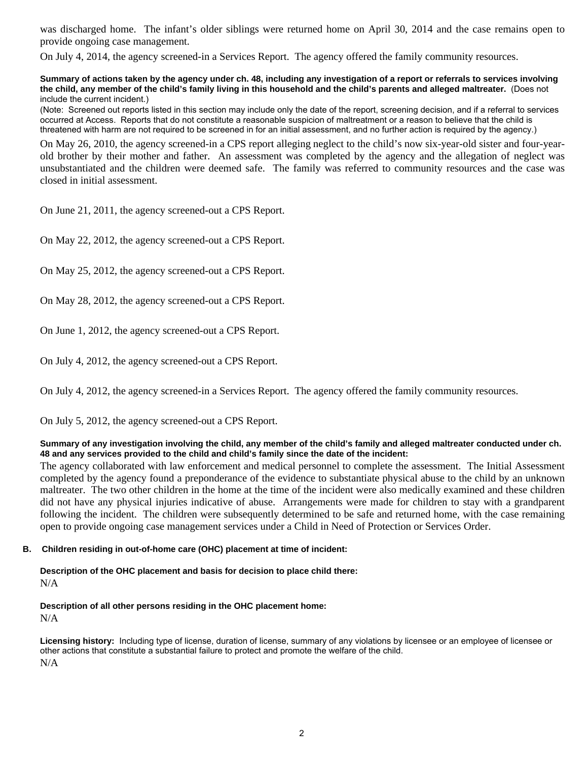was discharged home. The infant's older siblings were returned home on April 30, 2014 and the case remains open to provide ongoing case management.

On July 4, 2014, the agency screened-in a Services Report. The agency offered the family community resources.

**Summary of actions taken by the agency under ch. 48, including any investigation of a report or referrals to services involving the child, any member of the child's family living in this household and the child's parents and alleged maltreater.** (Does not include the current incident.)
(Note: Screened out reports listed in this section may include only the date of the report, screening decision, and if a referral to services occurred at Access. Reports that do not constitute a reasonable suspicion of maltreatment or a reason to believe that the child is threatened with harm are not required to be screened in for an initial assessment, and no further action is required by the agency.)

On May 26, 2010, the agency screened-in a CPS report alleging neglect to the child's now six-year-old sister and four-year-old brother by their mother and father. An assessment was completed by the agency and the allegation of neglect was unsubstantiated and the children were deemed safe. The family was referred to community resources and the case was closed in initial assessment.

On June 21, 2011, the agency screened-out a CPS Report.

On May 22, 2012, the agency screened-out a CPS Report.

On May 25, 2012, the agency screened-out a CPS Report.

On May 28, 2012, the agency screened-out a CPS Report.

On June 1, 2012, the agency screened-out a CPS Report.

On July 4, 2012, the agency screened-out a CPS Report.

On July 4, 2012, the agency screened-in a Services Report. The agency offered the family community resources.

On July 5, 2012, the agency screened-out a CPS Report.

**Summary of any investigation involving the child, any member of the child's family and alleged maltreater conducted under ch. 48 and any services provided to the child and child's family since the date of the incident:**

The agency collaborated with law enforcement and medical personnel to complete the assessment. The Initial Assessment completed by the agency found a preponderance of the evidence to substantiate physical abuse to the child by an unknown maltreater. The two other children in the home at the time of the incident were also medically examined and these children did not have any physical injuries indicative of abuse. Arrangements were made for children to stay with a grandparent following the incident. The children were subsequently determined to be safe and returned home, with the case remaining open to provide ongoing case management services under a Child in Need of Protection or Services Order.

**B. Children residing in out-of-home care (OHC) placement at time of incident:**

**Description of the OHC placement and basis for decision to place child there:**
N/A

**Description of all other persons residing in the OHC placement home:**
N/A

**Licensing history:** Including type of license, duration of license, summary of any violations by licensee or an employee of licensee or other actions that constitute a substantial failure to protect and promote the welfare of the child.
N/A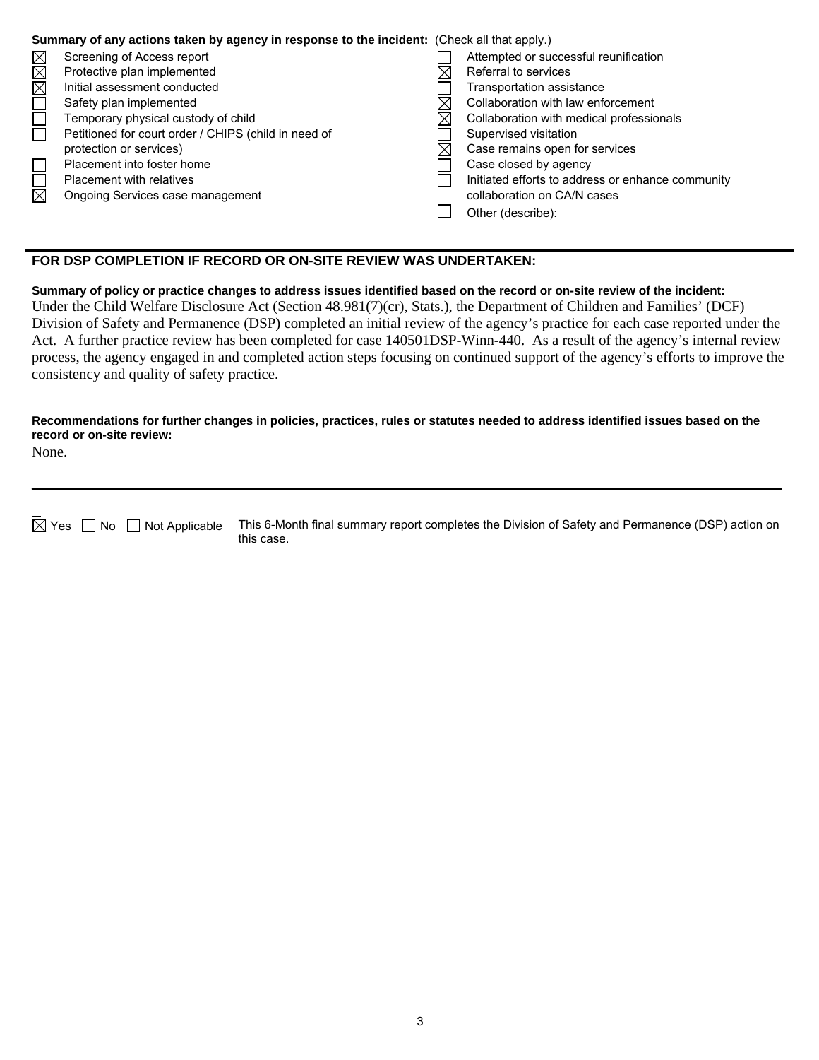**Summary of any actions taken by agency in response to the incident:** (Check all that apply.)

- ☒ Screening of Access report
- ☒ Protective plan implemented
- ☒ Initial assessment conducted
- ☐ Safety plan implemented
- ☐ Temporary physical custody of child
- ☐ Petitioned for court order / CHIPS (child in need of protection or services)
- ☐ Placement into foster home
- ☐ Placement with relatives
- ☒ Ongoing Services case management
- ☐ Attempted or successful reunification
- ☒ Referral to services
- ☐ Transportation assistance
- ☒ Collaboration with law enforcement
- ☒ Collaboration with medical professionals
- ☐ Supervised visitation
- ☒ Case remains open for services
- ☐ Case closed by agency
- ☐ Initiated efforts to address or enhance community collaboration on CA/N cases
- ☐ Other (describe):

## FOR DSP COMPLETION IF RECORD OR ON-SITE REVIEW WAS UNDERTAKEN:

**Summary of policy or practice changes to address issues identified based on the record or on-site review of the incident:**

Under the Child Welfare Disclosure Act (Section 48.981(7)(cr), Stats.), the Department of Children and Families' (DCF) Division of Safety and Permanence (DSP) completed an initial review of the agency's practice for each case reported under the Act. A further practice review has been completed for case 140501DSP-Winn-440. As a result of the agency's internal review process, the agency engaged in and completed action steps focusing on continued support of the agency's efforts to improve the consistency and quality of safety practice.

**Recommendations for further changes in policies, practices, rules or statutes needed to address identified issues based on the record or on-site review:**

None.

---

☒ Yes ☐ No ☐ Not Applicable  This 6-Month final summary report completes the Division of Safety and Permanence (DSP) action on this case.